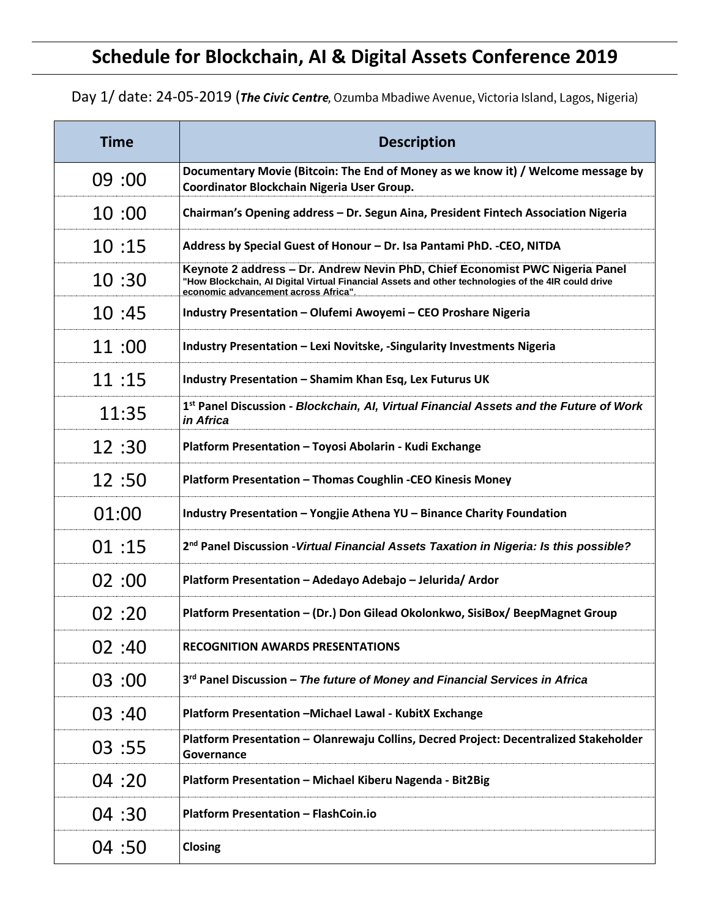# Schedule for Blockchain, AI & Digital Assets Conference 2019

Day 1/ date: 24-05-2019 (***The Civic Centre***, Ozumba Mbadiwe Avenue, Victoria Island, Lagos, Nigeria)

| Time | Description |
|---|---|
| 09 :00 | **Documentary Movie (Bitcoin: The End of Money as we know it) / Welcome message by Coordinator Blockchain Nigeria User Group.** |
| 10 :00 | **Chairman's Opening address – Dr. Segun Aina, President Fintech Association Nigeria** |
| 10 :15 | **Address by Special Guest of Honour – Dr. Isa Pantami PhD. -CEO, NITDA** |
| 10 :30 | **Keynote 2 address – Dr. Andrew Nevin PhD, Chief Economist PWC Nigeria Panel** **"How Blockchain, AI Digital Virtual Financial Assets and other technologies of the 4IR could drive economic advancement across Africa".** |
| 10 :45 | **Industry Presentation – Olufemi Awoyemi – CEO Proshare Nigeria** |
| 11 :00 | **Industry Presentation – Lexi Novitske, -Singularity Investments Nigeria** |
| 11 :15 | **Industry Presentation – Shamim Khan Esq, Lex Futurus UK** |
| 11:35 | **1st Panel Discussion** - ***Blockchain, AI, Virtual Financial Assets and the Future of Work in Africa*** |
| 12 :30 | **Platform Presentation – Toyosi Abolarin - Kudi Exchange** |
| 12 :50 | **Platform Presentation – Thomas Coughlin -CEO Kinesis Money** |
| 01:00 | **Industry Presentation – Yongjie Athena YU – Binance Charity Foundation** |
| 01 :15 | **2nd Panel Discussion -*Virtual Financial Assets Taxation in Nigeria: Is this possible?*** |
| 02 :00 | **Platform Presentation – Adedayo Adebajo – Jelurida/ Ardor** |
| 02 :20 | **Platform Presentation – (Dr.) Don Gilead Okolonkwo, SisiBox/ BeepMagnet Group** |
| 02 :40 | **RECOGNITION AWARDS PRESENTATIONS** |
| 03 :00 | **3rd Panel Discussion – *The future of Money and Financial Services in Africa*** |
| 03 :40 | **Platform Presentation –Michael Lawal - KubitX Exchange** |
| 03 :55 | **Platform Presentation – Olanrewaju Collins, Decred Project: Decentralized Stakeholder Governance** |
| 04 :20 | **Platform Presentation – Michael Kiberu Nagenda - Bit2Big** |
| 04 :30 | **Platform Presentation – FlashCoin.io** |
| 04 :50 | **Closing** |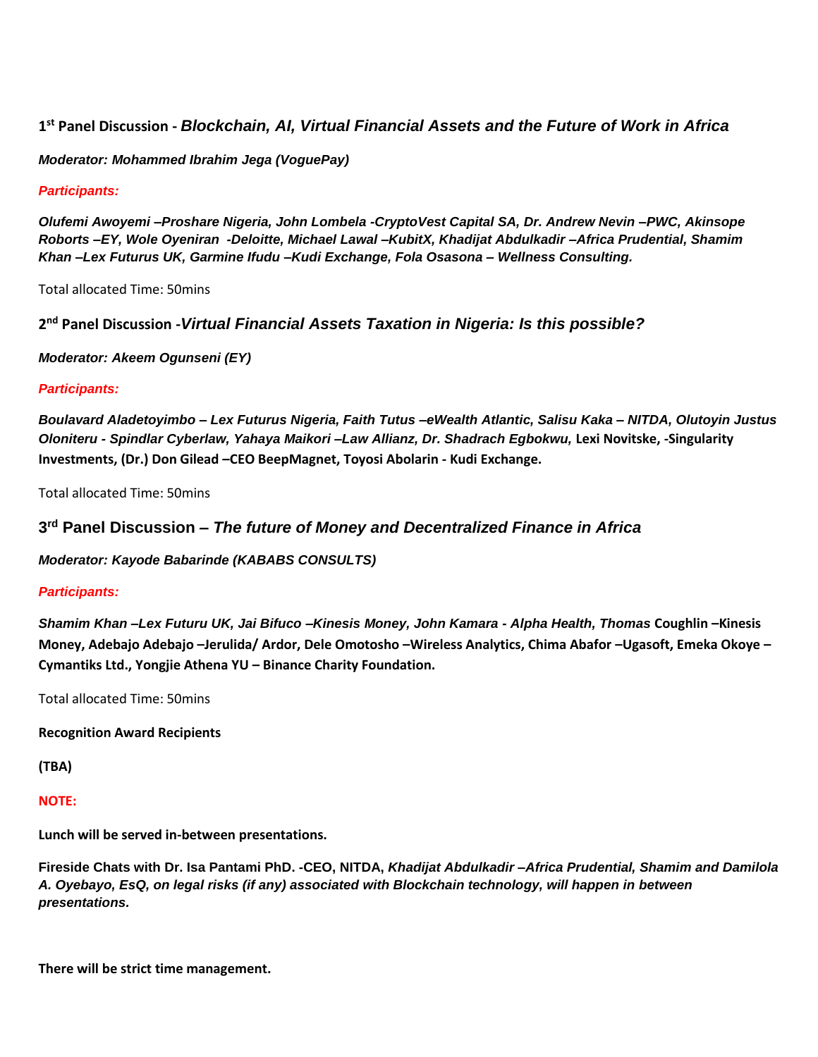## 1st Panel Discussion - *Blockchain, AI, Virtual Financial Assets and the Future of Work in Africa*

***Moderator: Mohammed Ibrahim Jega (VoguePay)***

***Participants:***

***Olufemi Awoyemi –Proshare Nigeria, John Lombela -CryptoVest Capital SA, Dr. Andrew Nevin –PWC, Akinsope Roborts –EY, Wole Oyeniran -Deloitte, Michael Lawal –KubitX, Khadijat Abdulkadir –Africa Prudential, Shamim Khan –Lex Futurus UK, Garmine Ifudu –Kudi Exchange, Fola Osasona – Wellness Consulting.***

Total allocated Time: 50mins

## 2nd Panel Discussion -*Virtual Financial Assets Taxation in Nigeria: Is this possible?*

***Moderator: Akeem Ogunseni (EY)***

***Participants:***

***Boulavard Aladetoyimbo – Lex Futurus Nigeria, Faith Tutus –eWealth Atlantic, Salisu Kaka – NITDA, Olutoyin Justus Oloniteru - Spindlar Cyberlaw, Yahaya Maikori –Law Allianz, Dr. Shadrach Egbokwu,*** **Lexi Novitske, -Singularity Investments, (Dr.) Don Gilead –CEO BeepMagnet, Toyosi Abolarin - Kudi Exchange.**

Total allocated Time: 50mins

## 3rd Panel Discussion – *The future of Money and Decentralized Finance in Africa*

***Moderator: Kayode Babarinde (KABABS CONSULTS)***

***Participants:***

***Shamim Khan –Lex Futuru UK, Jai Bifuco –Kinesis Money, John Kamara - Alpha Health, Thomas*** **Coughlin –Kinesis Money, Adebajo Adebajo –Jerulida/ Ardor, Dele Omotosho –Wireless Analytics, Chima Abafor –Ugasoft, Emeka Okoye –Cymantiks Ltd., Yongjie Athena YU – Binance Charity Foundation.**

Total allocated Time: 50mins

**Recognition Award Recipients**

**(TBA)**

**NOTE:**

**Lunch will be served in-between presentations.**

**Fireside Chats with Dr. Isa Pantami PhD. -CEO, NITDA,** ***Khadijat Abdulkadir –Africa Prudential, Shamim and Damilola A. Oyebayo, EsQ, on legal risks (if any) associated with Blockchain technology, will happen in between presentations.***

**There will be strict time management.**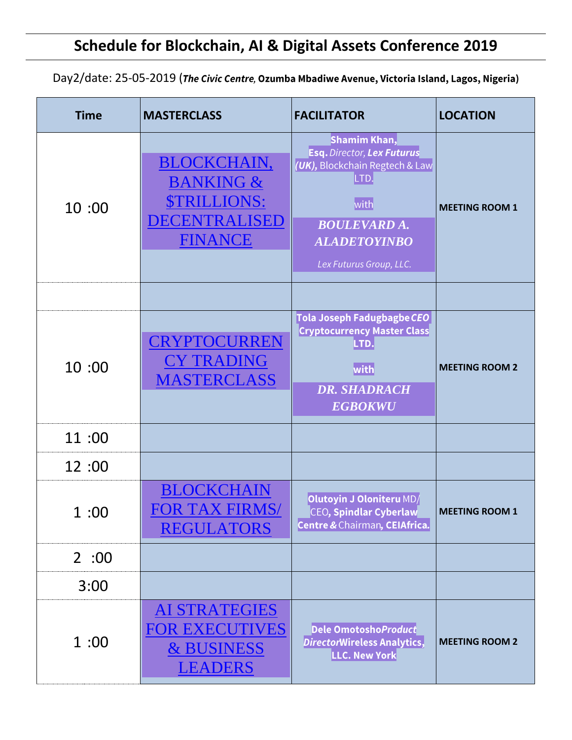# Schedule for Blockchain, AI & Digital Assets Conference 2019

Day2/date: 25-05-2019 (***The Civic Centre*, Ozumba Mbadiwe Avenue, Victoria Island, Lagos, Nigeria)**

| Time | MASTERCLASS | FACILITATOR | LOCATION |
|---|---|---|---|
| 10 :00 | BLOCKCHAIN, BANKING & $TRILLIONS: DECENTRALISED FINANCE | **Shamim Khan, Esq.** *Director*, ***Lex Futurus (UK),*** Blockchain Regtech & Law LTD. with ***BOULEVARD A. ALADETOYINBO*** *Lex Futurus Group, LLC.* | **MEETING ROOM 1** |
| | | | |
| 10 :00 | CRYPTOCURRENCY TRADING MASTERCLASS | **Tola Joseph Fadugbagbe** ***CEO*** **Cryptocurrency Master Class LTD.** **with** ***DR. SHADRACH EGBOKWU*** | **MEETING ROOM 2** |
| 11 :00 | | | |
| 12 :00 | | | |
| 1 :00 | BLOCKCHAIN FOR TAX FIRMS/ REGULATORS | **Olutoyin J Oloniteru** MD/ CEO, **Spindlar Cyberlaw Centre** *&* Chairman**, CEIAfrica.** | **MEETING ROOM 1** |
| 2 :00 | | | |
| 3:00 | | | |
| 1 :00 | AI STRATEGIES FOR EXECUTIVES & BUSINESS LEADERS | **Dele Omotosho** ***Product Director*** **Wireless Analytics, LLC. New York** | **MEETING ROOM 2** |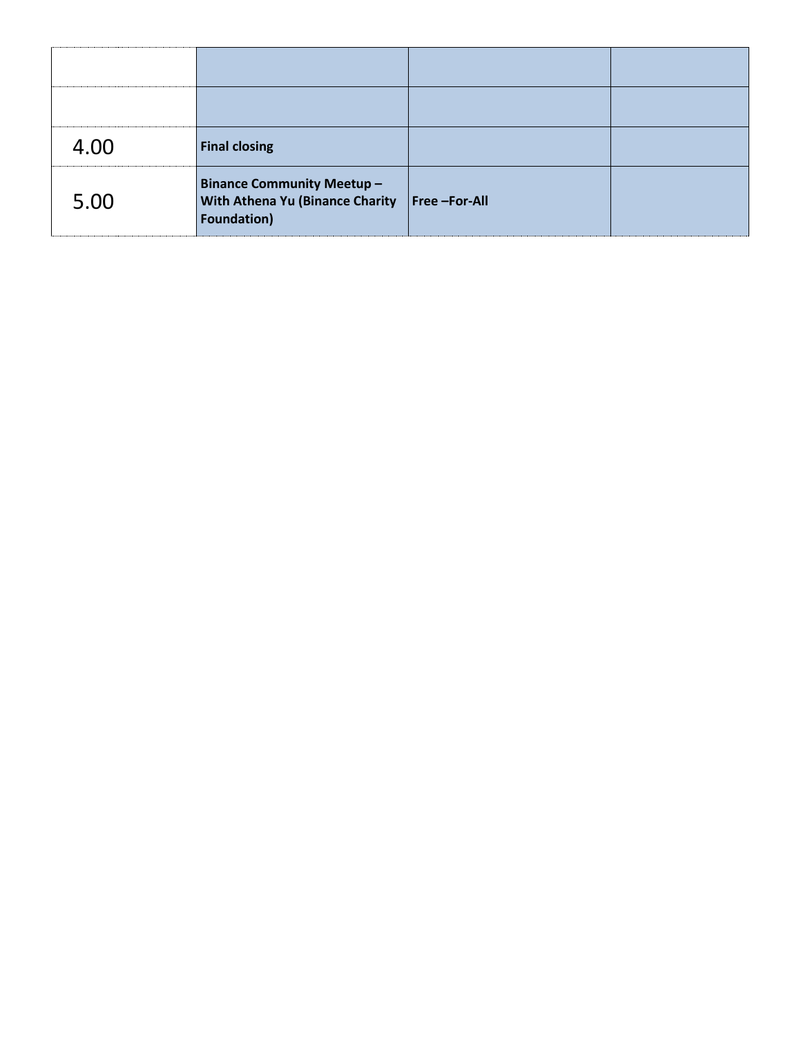| | | | |
|---|---|---|---|
| | | | |
| | | | |
| 4.00 | **Final closing** | | |
| 5.00 | **Binance Community Meetup – With Athena Yu (Binance Charity Foundation)** | **Free –For-All** | |